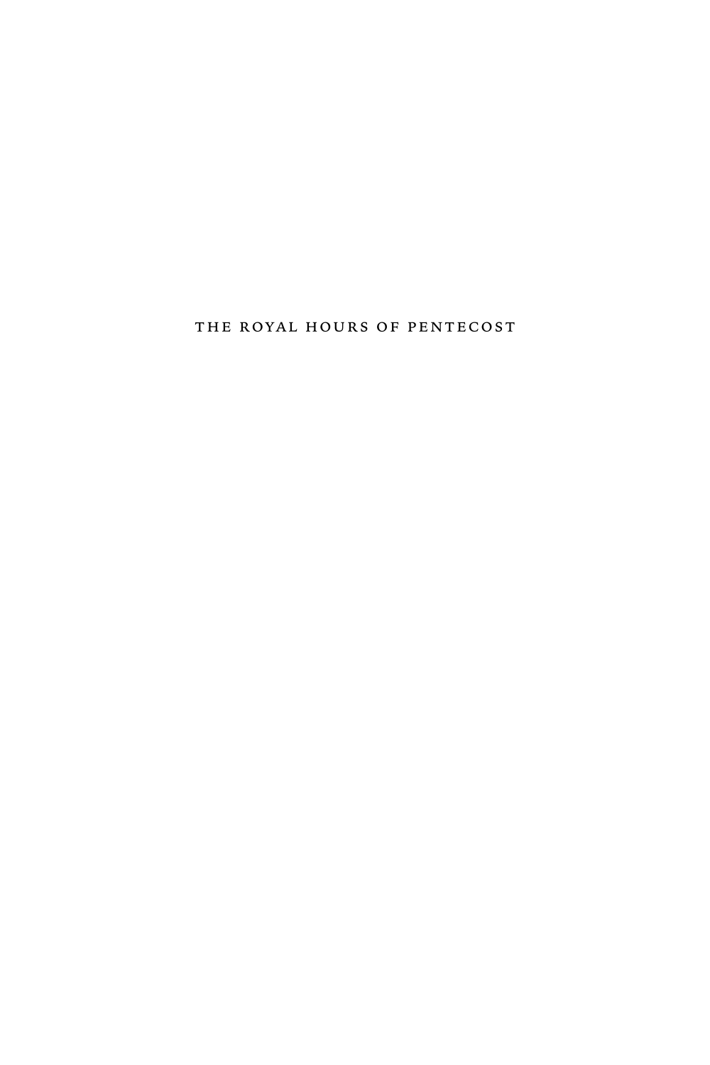# THE ROYAL HOURS OF PENTECOST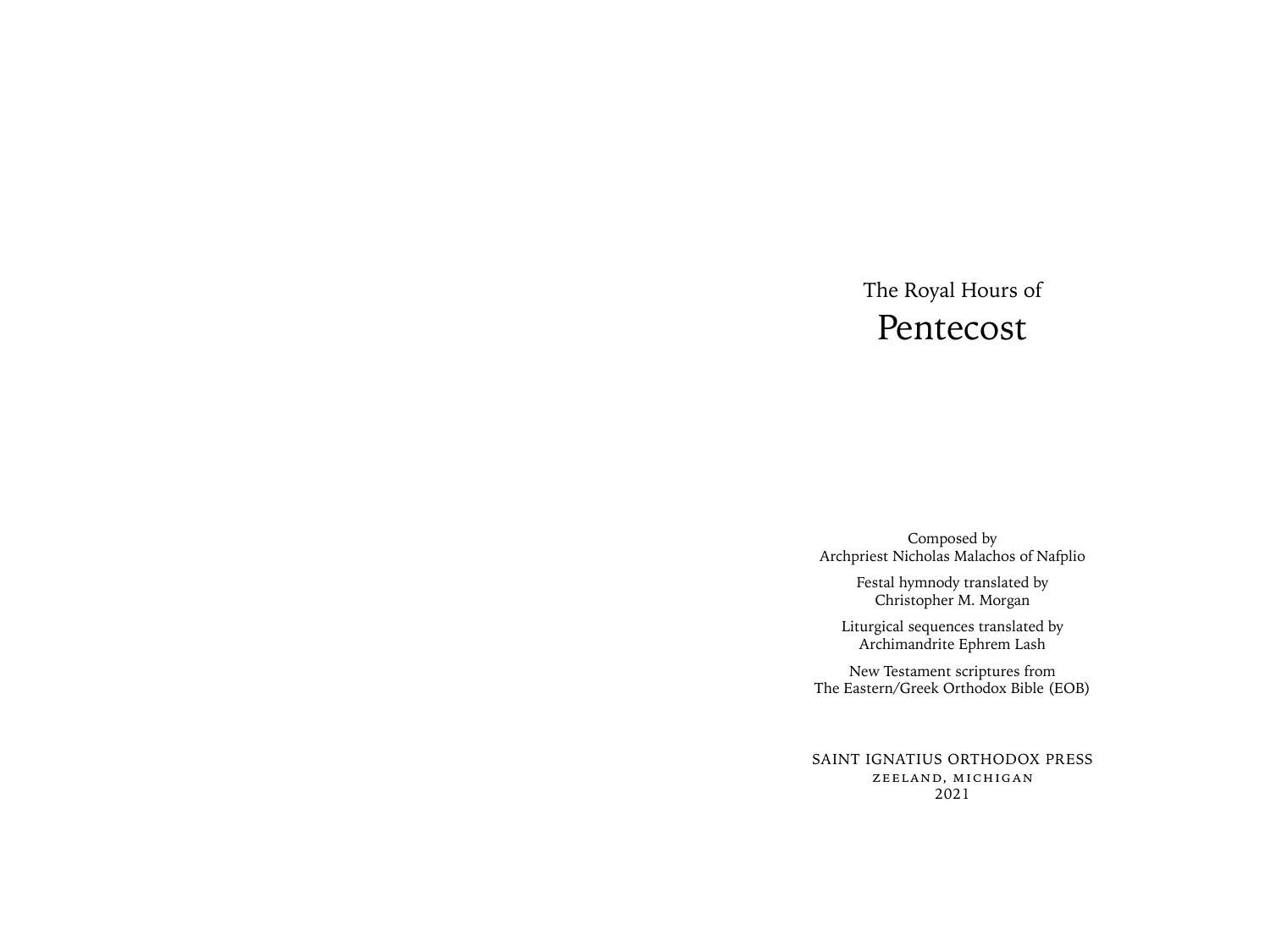The Royal Hours of

# Pentecost

Composed by
Archpriest Nicholas Malachos of Nafplio

Festal hymnody translated by
Christopher M. Morgan

Liturgical sequences translated by
Archimandrite Ephrem Lash

New Testament scriptures from
The Eastern/Greek Orthodox Bible (EOB)

SAINT IGNATIUS ORTHODOX PRESS
ZEELAND, MICHIGAN
2021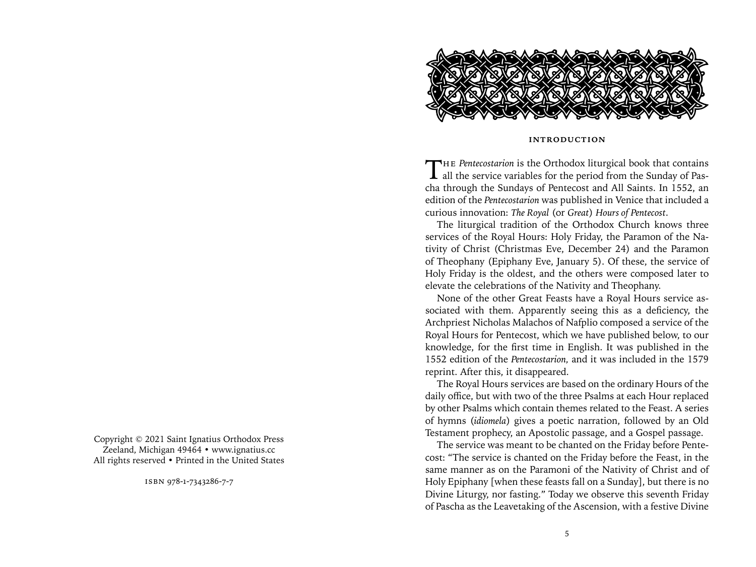Copyright © 2021 Saint Ignatius Orthodox Press
Zeeland, Michigan 49464 • www.ignatius.cc
All rights reserved • Printed in the United States

ISBN 978-1-7343286-7-7

## INTRODUCTION

The *Pentecostarion* is the Orthodox liturgical book that contains all the service variables for the period from the Sunday of Pascha through the Sundays of Pentecost and All Saints. In 1552, an edition of the *Pentecostarion* was published in Venice that included a curious innovation: *The Royal* (or *Great*) *Hours of Pentecost*.

The liturgical tradition of the Orthodox Church knows three services of the Royal Hours: Holy Friday, the Paramon of the Nativity of Christ (Christmas Eve, December 24) and the Paramon of Theophany (Epiphany Eve, January 5). Of these, the service of Holy Friday is the oldest, and the others were composed later to elevate the celebrations of the Nativity and Theophany.

None of the other Great Feasts have a Royal Hours service associated with them. Apparently seeing this as a deficiency, the Archpriest Nicholas Malachos of Nafplio composed a service of the Royal Hours for Pentecost, which we have published below, to our knowledge, for the first time in English. It was published in the 1552 edition of the *Pentecostarion,* and it was included in the 1579 reprint. After this, it disappeared.

The Royal Hours services are based on the ordinary Hours of the daily office, but with two of the three Psalms at each Hour replaced by other Psalms which contain themes related to the Feast. A series of hymns (*idiomela*) gives a poetic narration, followed by an Old Testament prophecy, an Apostolic passage, and a Gospel passage.

The service was meant to be chanted on the Friday before Pentecost: "The service is chanted on the Friday before the Feast, in the same manner as on the Paramoni of the Nativity of Christ and of Holy Epiphany [when these feasts fall on a Sunday], but there is no Divine Liturgy, nor fasting." Today we observe this seventh Friday of Pascha as the Leavetaking of the Ascension, with a festive Divine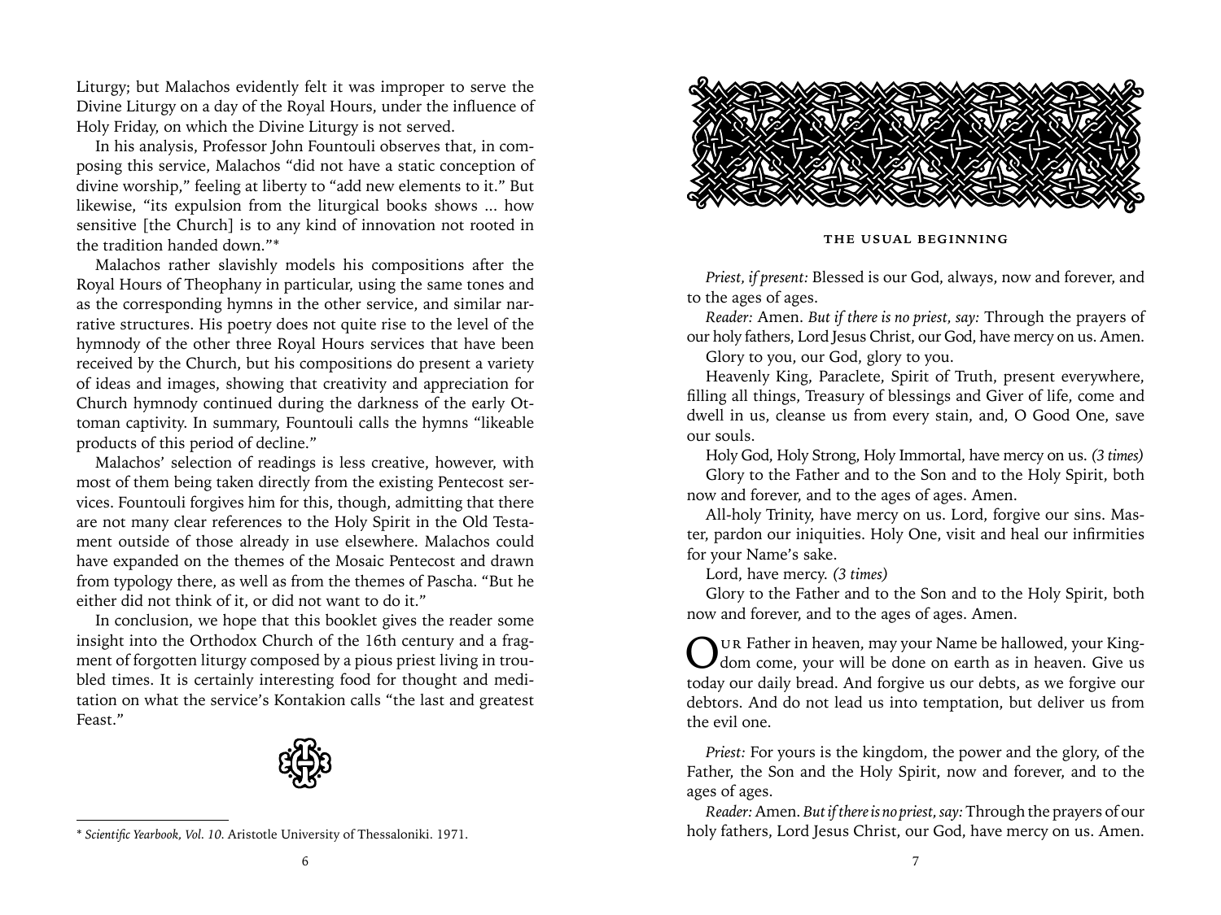Liturgy; but Malachos evidently felt it was improper to serve the Divine Liturgy on a day of the Royal Hours, under the influence of Holy Friday, on which the Divine Liturgy is not served.

In his analysis, Professor John Fountouli observes that, in composing this service, Malachos "did not have a static conception of divine worship," feeling at liberty to "add new elements to it." But likewise, "its expulsion from the liturgical books shows ... how sensitive [the Church] is to any kind of innovation not rooted in the tradition handed down."*

Malachos rather slavishly models his compositions after the Royal Hours of Theophany in particular, using the same tones and as the corresponding hymns in the other service, and similar narrative structures. His poetry does not quite rise to the level of the hymnody of the other three Royal Hours services that have been received by the Church, but his compositions do present a variety of ideas and images, showing that creativity and appreciation for Church hymnody continued during the darkness of the early Ottoman captivity. In summary, Fountouli calls the hymns "likeable products of this period of decline."

Malachos' selection of readings is less creative, however, with most of them being taken directly from the existing Pentecost services. Fountouli forgives him for this, though, admitting that there are not many clear references to the Holy Spirit in the Old Testament outside of those already in use elsewhere. Malachos could have expanded on the themes of the Mosaic Pentecost and drawn from typology there, as well as from the themes of Pascha. "But he either did not think of it, or did not want to do it."

In conclusion, we hope that this booklet gives the reader some insight into the Orthodox Church of the 16th century and a fragment of forgotten liturgy composed by a pious priest living in troubled times. It is certainly interesting food for thought and meditation on what the service's Kontakion calls "the last and greatest Feast."

\* *Scientific Yearbook, Vol. 10.* Aristotle University of Thessaloniki. 1971.

## THE USUAL BEGINNING

*Priest, if present:* Blessed is our God, always, now and forever, and to the ages of ages.

*Reader:* Amen. *But if there is no priest, say:* Through the prayers of our holy fathers, Lord Jesus Christ, our God, have mercy on us. Amen.

Glory to you, our God, glory to you.

Heavenly King, Paraclete, Spirit of Truth, present everywhere, filling all things, Treasury of blessings and Giver of life, come and dwell in us, cleanse us from every stain, and, O Good One, save our souls.

Holy God, Holy Strong, Holy Immortal, have mercy on us. *(3 times)*

Glory to the Father and to the Son and to the Holy Spirit, both now and forever, and to the ages of ages. Amen.

All-holy Trinity, have mercy on us. Lord, forgive our sins. Master, pardon our iniquities. Holy One, visit and heal our infirmities for your Name's sake.

Lord, have mercy. *(3 times)*

Glory to the Father and to the Son and to the Holy Spirit, both now and forever, and to the ages of ages. Amen.

Our Father in heaven, may your Name be hallowed, your Kingdom come, your will be done on earth as in heaven. Give us today our daily bread. And forgive us our debts, as we forgive our debtors. And do not lead us into temptation, but deliver us from the evil one.

*Priest:* For yours is the kingdom, the power and the glory, of the Father, the Son and the Holy Spirit, now and forever, and to the ages of ages.

*Reader:* Amen. *But if there is no priest, say:* Through the prayers of our holy fathers, Lord Jesus Christ, our God, have mercy on us. Amen.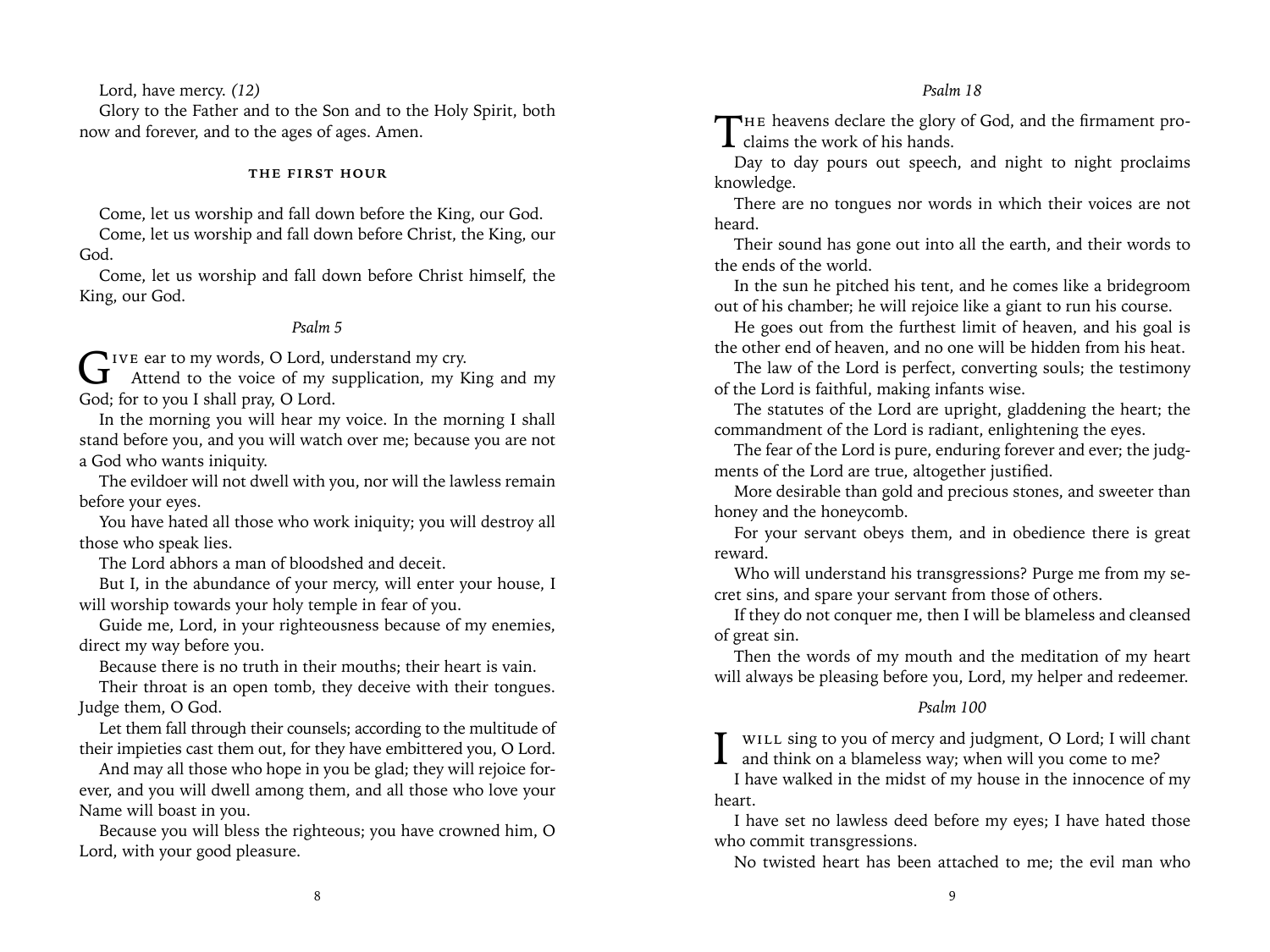Lord, have mercy. *(12)*

Glory to the Father and to the Son and to the Holy Spirit, both now and forever, and to the ages of ages. Amen.

### THE FIRST HOUR

Come, let us worship and fall down before the King, our God.

Come, let us worship and fall down before Christ, the King, our God.

Come, let us worship and fall down before Christ himself, the King, our God.

*Psalm 5*

Give ear to my words, O Lord, understand my cry.

Attend to the voice of my supplication, my King and my God; for to you I shall pray, O Lord.

In the morning you will hear my voice. In the morning I shall stand before you, and you will watch over me; because you are not a God who wants iniquity.

The evildoer will not dwell with you, nor will the lawless remain before your eyes.

You have hated all those who work iniquity; you will destroy all those who speak lies.

The Lord abhors a man of bloodshed and deceit.

But I, in the abundance of your mercy, will enter your house, I will worship towards your holy temple in fear of you.

Guide me, Lord, in your righteousness because of my enemies, direct my way before you.

Because there is no truth in their mouths; their heart is vain.

Their throat is an open tomb, they deceive with their tongues. Judge them, O God.

Let them fall through their counsels; according to the multitude of their impieties cast them out, for they have embittered you, O Lord.

And may all those who hope in you be glad; they will rejoice forever, and you will dwell among them, and all those who love your Name will boast in you.

Because you will bless the righteous; you have crowned him, O Lord, with your good pleasure.

*Psalm 18*

The heavens declare the glory of God, and the firmament proclaims the work of his hands.

Day to day pours out speech, and night to night proclaims knowledge.

There are no tongues nor words in which their voices are not heard.

Their sound has gone out into all the earth, and their words to the ends of the world.

In the sun he pitched his tent, and he comes like a bridegroom out of his chamber; he will rejoice like a giant to run his course.

He goes out from the furthest limit of heaven, and his goal is the other end of heaven, and no one will be hidden from his heat.

The law of the Lord is perfect, converting souls; the testimony of the Lord is faithful, making infants wise.

The statutes of the Lord are upright, gladdening the heart; the commandment of the Lord is radiant, enlightening the eyes.

The fear of the Lord is pure, enduring forever and ever; the judgments of the Lord are true, altogether justified.

More desirable than gold and precious stones, and sweeter than honey and the honeycomb.

For your servant obeys them, and in obedience there is great reward.

Who will understand his transgressions? Purge me from my secret sins, and spare your servant from those of others.

If they do not conquer me, then I will be blameless and cleansed of great sin.

Then the words of my mouth and the meditation of my heart will always be pleasing before you, Lord, my helper and redeemer.

*Psalm 100*

I will sing to you of mercy and judgment, O Lord; I will chant and think on a blameless way; when will you come to me?

I have walked in the midst of my house in the innocence of my heart.

I have set no lawless deed before my eyes; I have hated those who commit transgressions.

No twisted heart has been attached to me; the evil man who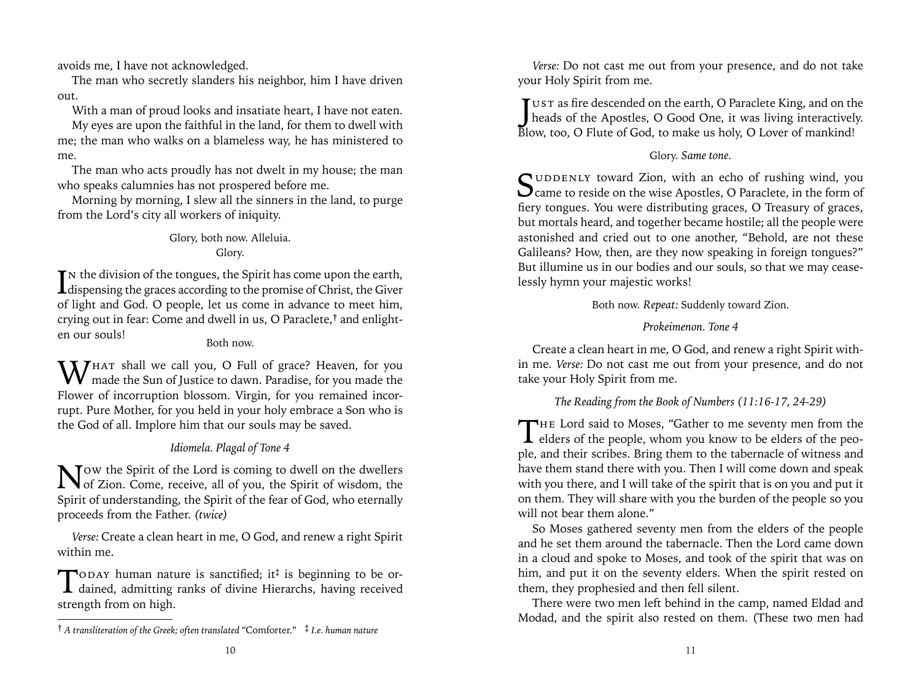avoids me, I have not acknowledged.

The man who secretly slanders his neighbor, him I have driven out.

With a man of proud looks and insatiate heart, I have not eaten.

My eyes are upon the faithful in the land, for them to dwell with me; the man who walks on a blameless way, he has ministered to me.

The man who acts proudly has not dwelt in my house; the man who speaks calumnies has not prospered before me.

Morning by morning, I slew all the sinners in the land, to purge from the Lord's city all workers of iniquity.

Glory, both now. Alleluia.

Glory.

In the division of the tongues, the Spirit has come upon the earth, dispensing the graces according to the promise of Christ, the Giver of light and God. O people, let us come in advance to meet him, crying out in fear: Come and dwell in us, O Paraclete,† and enlighten our souls!

Both now.

What shall we call you, O Full of grace? Heaven, for you made the Sun of Justice to dawn. Paradise, for you made the Flower of incorruption blossom. Virgin, for you remained incorrupt. Pure Mother, for you held in your holy embrace a Son who is the God of all. Implore him that our souls may be saved.

*Idiomela. Plagal of Tone 4*

Now the Spirit of the Lord is coming to dwell on the dwellers of Zion. Come, receive, all of you, the Spirit of wisdom, the Spirit of understanding, the Spirit of the fear of God, who eternally proceeds from the Father. *(twice)*

*Verse:* Create a clean heart in me, O God, and renew a right Spirit within me.

Today human nature is sanctified; it‡ is beginning to be ordained, admitting ranks of divine Hierarchs, having received strength from on high.

† *A transliteration of the Greek; often translated* "Comforter." ‡ *I.e. human nature*

*Verse:* Do not cast me out from your presence, and do not take your Holy Spirit from me.

Just as fire descended on the earth, O Paraclete King, and on the heads of the Apostles, O Good One, it was living interactively. Blow, too, O Flute of God, to make us holy, O Lover of mankind!

Glory. *Same tone.*

Suddenly toward Zion, with an echo of rushing wind, you came to reside on the wise Apostles, O Paraclete, in the form of fiery tongues. You were distributing graces, O Treasury of graces, but mortals heard, and together became hostile; all the people were astonished and cried out to one another, "Behold, are not these Galileans? How, then, are they now speaking in foreign tongues?" But illumine us in our bodies and our souls, so that we may ceaselessly hymn your majestic works!

Both now. *Repeat:* Suddenly toward Zion.

*Prokeimenon. Tone 4*

Create a clean heart in me, O God, and renew a right Spirit within me. *Verse:* Do not cast me out from your presence, and do not take your Holy Spirit from me.

*The Reading from the Book of Numbers (11:16-17, 24-29)*

The Lord said to Moses, "Gather to me seventy men from the elders of the people, whom you know to be elders of the people, and their scribes. Bring them to the tabernacle of witness and have them stand there with you. Then I will come down and speak with you there, and I will take of the spirit that is on you and put it on them. They will share with you the burden of the people so you will not bear them alone."

So Moses gathered seventy men from the elders of the people and he set them around the tabernacle. Then the Lord came down in a cloud and spoke to Moses, and took of the spirit that was on him, and put it on the seventy elders. When the spirit rested on them, they prophesied and then fell silent.

There were two men left behind in the camp, named Eldad and Modad, and the spirit also rested on them. (These two men had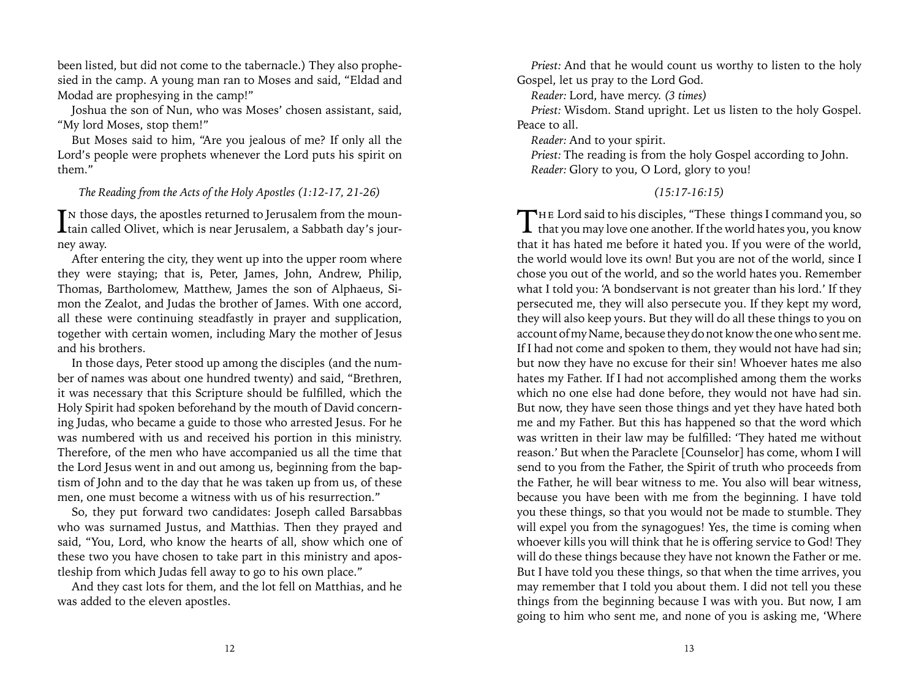been listed, but did not come to the tabernacle.) They also prophesied in the camp. A young man ran to Moses and said, "Eldad and Modad are prophesying in the camp!"

Joshua the son of Nun, who was Moses' chosen assistant, said, "My lord Moses, stop them!"

But Moses said to him, "Are you jealous of me? If only all the Lord's people were prophets whenever the Lord puts his spirit on them."

*The Reading from the Acts of the Holy Apostles (1:12-17, 21-26)*

In those days, the apostles returned to Jerusalem from the mountain called Olivet, which is near Jerusalem, a Sabbath day's journey away.

After entering the city, they went up into the upper room where they were staying; that is, Peter, James, John, Andrew, Philip, Thomas, Bartholomew, Matthew, James the son of Alphaeus, Simon the Zealot, and Judas the brother of James. With one accord, all these were continuing steadfastly in prayer and supplication, together with certain women, including Mary the mother of Jesus and his brothers.

In those days, Peter stood up among the disciples (and the number of names was about one hundred twenty) and said, "Brethren, it was necessary that this Scripture should be fulfilled, which the Holy Spirit had spoken beforehand by the mouth of David concerning Judas, who became a guide to those who arrested Jesus. For he was numbered with us and received his portion in this ministry. Therefore, of the men who have accompanied us all the time that the Lord Jesus went in and out among us, beginning from the baptism of John and to the day that he was taken up from us, of these men, one must become a witness with us of his resurrection."

So, they put forward two candidates: Joseph called Barsabbas who was surnamed Justus, and Matthias. Then they prayed and said, "You, Lord, who know the hearts of all, show which one of these two you have chosen to take part in this ministry and apostleship from which Judas fell away to go to his own place."

And they cast lots for them, and the lot fell on Matthias, and he was added to the eleven apostles.

*Priest:* And that he would count us worthy to listen to the holy Gospel, let us pray to the Lord God.

*Reader:* Lord, have mercy. *(3 times)*

*Priest:* Wisdom. Stand upright. Let us listen to the holy Gospel. Peace to all.

*Reader:* And to your spirit.

*Priest:* The reading is from the holy Gospel according to John.

*Reader:* Glory to you, O Lord, glory to you!

*(15:17-16:15)*

The Lord said to his disciples, "These things I command you, so that you may love one another. If the world hates you, you know that it has hated me before it hated you. If you were of the world, the world would love its own! But you are not of the world, since I chose you out of the world, and so the world hates you. Remember what I told you: 'A bondservant is not greater than his lord.' If they persecuted me, they will also persecute you. If they kept my word, they will also keep yours. But they will do all these things to you on account of my Name, because they do not know the one who sent me. If I had not come and spoken to them, they would not have had sin; but now they have no excuse for their sin! Whoever hates me also hates my Father. If I had not accomplished among them the works which no one else had done before, they would not have had sin. But now, they have seen those things and yet they have hated both me and my Father. But this has happened so that the word which was written in their law may be fulfilled: 'They hated me without reason.' But when the Paraclete [Counselor] has come, whom I will send to you from the Father, the Spirit of truth who proceeds from the Father, he will bear witness to me. You also will bear witness, because you have been with me from the beginning. I have told you these things, so that you would not be made to stumble. They will expel you from the synagogues! Yes, the time is coming when whoever kills you will think that he is offering service to God! They will do these things because they have not known the Father or me. But I have told you these things, so that when the time arrives, you may remember that I told you about them. I did not tell you these things from the beginning because I was with you. But now, I am going to him who sent me, and none of you is asking me, 'Where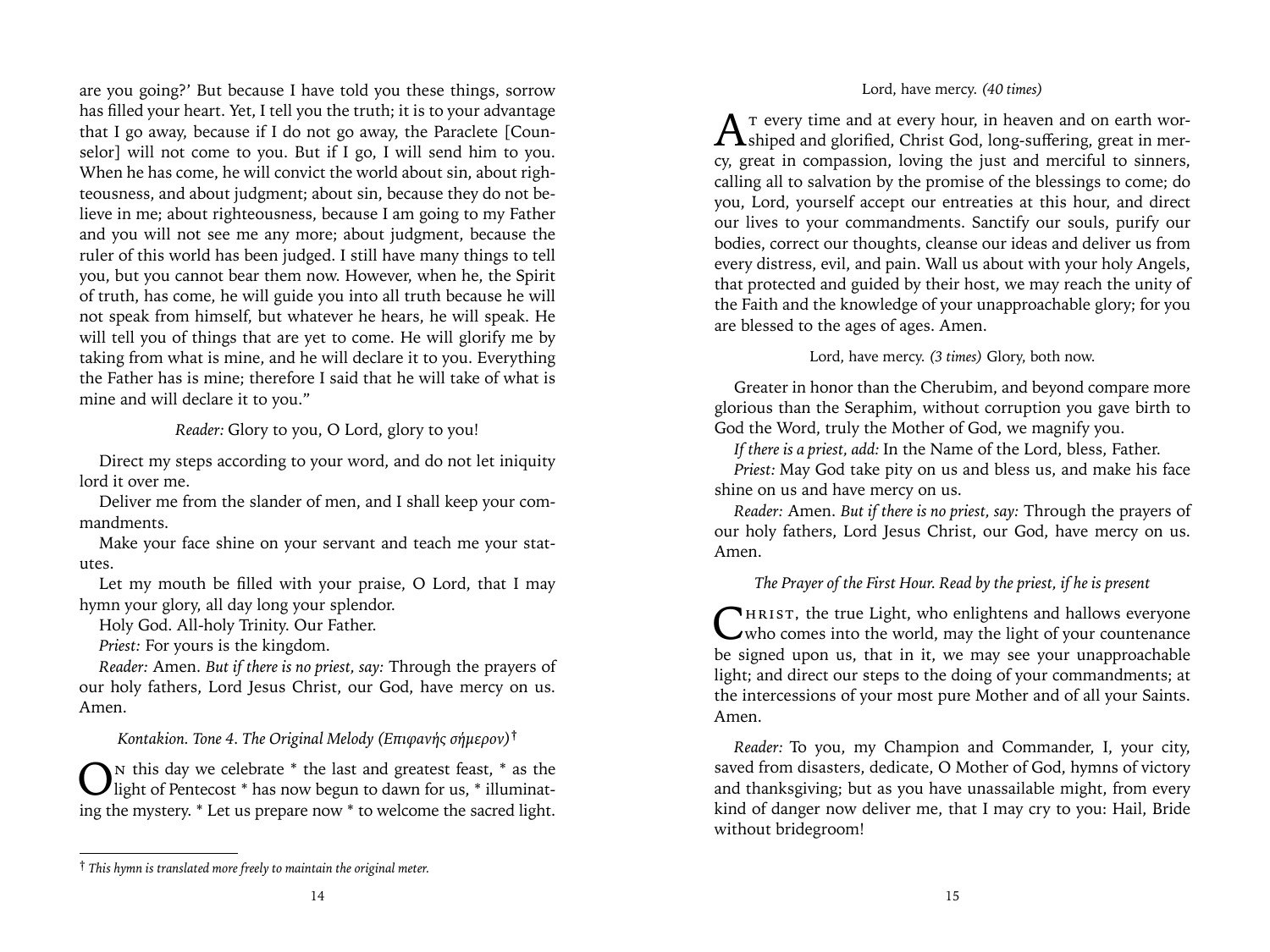are you going?' But because I have told you these things, sorrow has filled your heart. Yet, I tell you the truth; it is to your advantage that I go away, because if I do not go away, the Paraclete [Counselor] will not come to you. But if I go, I will send him to you. When he has come, he will convict the world about sin, about righteousness, and about judgment; about sin, because they do not believe in me; about righteousness, because I am going to my Father and you will not see me any more; about judgment, because the ruler of this world has been judged. I still have many things to tell you, but you cannot bear them now. However, when he, the Spirit of truth, has come, he will guide you into all truth because he will not speak from himself, but whatever he hears, he will speak. He will tell you of things that are yet to come. He will glorify me by taking from what is mine, and he will declare it to you. Everything the Father has is mine; therefore I said that he will take of what is mine and will declare it to you."

*Reader:* Glory to you, O Lord, glory to you!

Direct my steps according to your word, and do not let iniquity lord it over me.

Deliver me from the slander of men, and I shall keep your commandments.

Make your face shine on your servant and teach me your statutes.

Let my mouth be filled with your praise, O Lord, that I may hymn your glory, all day long your splendor.

Holy God. All-holy Trinity. Our Father.

*Priest:* For yours is the kingdom.

*Reader:* Amen. *But if there is no priest, say:* Through the prayers of our holy fathers, Lord Jesus Christ, our God, have mercy on us. Amen.

*Kontakion. Tone 4. The Original Melody (Επιφανής σήμερον)*†

On this day we celebrate * the last and greatest feast, * as the light of Pentecost * has now begun to dawn for us, * illuminating the mystery. * Let us prepare now * to welcome the sacred light.

† *This hymn is translated more freely to maintain the original meter.*

Lord, have mercy. *(40 times)*

At every time and at every hour, in heaven and on earth worshiped and glorified, Christ God, long-suffering, great in mercy, great in compassion, loving the just and merciful to sinners, calling all to salvation by the promise of the blessings to come; do you, Lord, yourself accept our entreaties at this hour, and direct our lives to your commandments. Sanctify our souls, purify our bodies, correct our thoughts, cleanse our ideas and deliver us from every distress, evil, and pain. Wall us about with your holy Angels, that protected and guided by their host, we may reach the unity of the Faith and the knowledge of your unapproachable glory; for you are blessed to the ages of ages. Amen.

Lord, have mercy. *(3 times)* Glory, both now.

Greater in honor than the Cherubim, and beyond compare more glorious than the Seraphim, without corruption you gave birth to God the Word, truly the Mother of God, we magnify you.

*If there is a priest, add:* In the Name of the Lord, bless, Father.

*Priest:* May God take pity on us and bless us, and make his face shine on us and have mercy on us.

*Reader:* Amen. *But if there is no priest, say:* Through the prayers of our holy fathers, Lord Jesus Christ, our God, have mercy on us. Amen.

*The Prayer of the First Hour. Read by the priest, if he is present*

Christ, the true Light, who enlightens and hallows everyone who comes into the world, may the light of your countenance be signed upon us, that in it, we may see your unapproachable light; and direct our steps to the doing of your commandments; at the intercessions of your most pure Mother and of all your Saints. Amen.

*Reader:* To you, my Champion and Commander, I, your city, saved from disasters, dedicate, O Mother of God, hymns of victory and thanksgiving; but as you have unassailable might, from every kind of danger now deliver me, that I may cry to you: Hail, Bride without bridegroom!